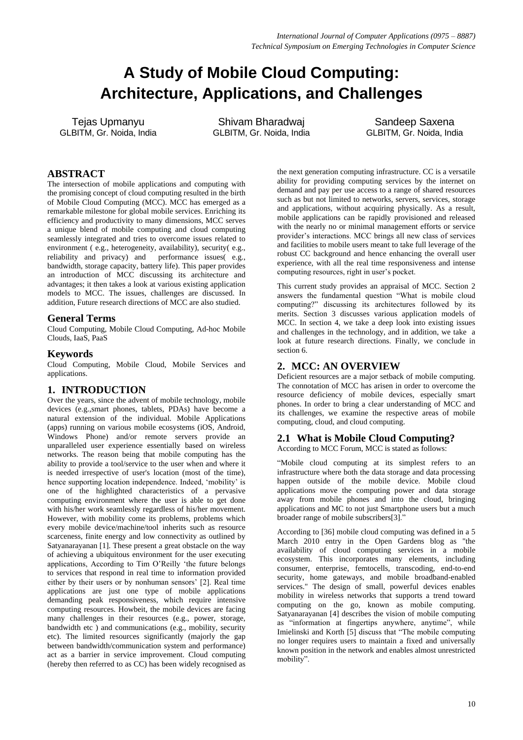# A Study of Mobile Cloud Computing: Architecture, Applications, and Challenges

Tejas Upmanyu
GLBITM, Gr. Noida, India

Shivam Bharadwaj
GLBITM, Gr. Noida, India

Sandeep Saxena
GLBITM, Gr. Noida, India

## ABSTRACT

The intersection of mobile applications and computing with the promising concept of cloud computing resulted in the birth of Mobile Cloud Computing (MCC). MCC has emerged as a remarkable milestone for global mobile services. Enriching its efficiency and productivity to many dimensions, MCC serves a unique blend of mobile computing and cloud computing seamlessly integrated and tries to overcome issues related to environment ( e.g., heterogeneity, availability), security( e.g., reliability and privacy) and performance issues( e.g., bandwidth, storage capacity, battery life). This paper provides an introduction of MCC discussing its architecture and advantages; it then takes a look at various existing application models to MCC. The issues, challenges are discussed. In addition, Future research directions of MCC are also studied.

## General Terms

Cloud Computing, Mobile Cloud Computing, Ad-hoc Mobile Clouds, IaaS, PaaS

## Keywords

Cloud Computing, Mobile Cloud, Mobile Services and applications.

## 1. INTRODUCTION

Over the years, since the advent of mobile technology, mobile devices (e.g.,smart phones, tablets, PDAs) have become a natural extension of the individual. Mobile Applications (apps) running on various mobile ecosystems (iOS, Android, Windows Phone) and/or remote servers provide an unparalleled user experience essentially based on wireless networks. The reason being that mobile computing has the ability to provide a tool/service to the user when and where it is needed irrespective of user's location (most of the time), hence supporting location independence. Indeed, 'mobility' is one of the highlighted characteristics of a pervasive computing environment where the user is able to get done with his/her work seamlessly regardless of his/her movement. However, with mobility come its problems, problems which every mobile device/machine/tool inherits such as resource scarceness, finite energy and low connectivity as outlined by Satyanarayanan [1]. These present a great obstacle on the way of achieving a ubiquitous environment for the user executing applications, According to Tim O'Reilly 'the future belongs to services that respond in real time to information provided either by their users or by nonhuman sensors' [2]. Real time applications are just one type of mobile applications demanding peak responsiveness, which require intensive computing resources. Howbeit, the mobile devices are facing many challenges in their resources (e.g., power, storage, bandwidth etc ) and communications (e.g., mobility, security etc). The limited resources significantly (majorly the gap between bandwidth/communication system and performance) act as a barrier in service improvement. Cloud computing (hereby then referred to as CC) has been widely recognised as the next generation computing infrastructure. CC is a versatile ability for providing computing services by the internet on demand and pay per use access to a range of shared resources such as but not limited to networks, servers, services, storage and applications, without acquiring physically. As a result, mobile applications can be rapidly provisioned and released with the nearly no or minimal management efforts or service provider's interactions. MCC brings all new class of services and facilities to mobile users meant to take full leverage of the robust CC background and hence enhancing the overall user experience, with all the real time responsiveness and intense computing resources, right in user's pocket.

This current study provides an appraisal of MCC. Section 2 answers the fundamental question "What is mobile cloud computing?" discussing its architectures followed by its merits. Section 3 discusses various application models of MCC. In section 4, we take a deep look into existing issues and challenges in the technology, and in addition, we take a look at future research directions. Finally, we conclude in section 6.

## 2. MCC: AN OVERVIEW

Deficient resources are a major setback of mobile computing. The connotation of MCC has arisen in order to overcome the resource deficiency of mobile devices, especially smart phones. In order to bring a clear understanding of MCC and its challenges, we examine the respective areas of mobile computing, cloud, and cloud computing.

### 2.1 What is Mobile Cloud Computing?

According to MCC Forum, MCC is stated as follows:

"Mobile cloud computing at its simplest refers to an infrastructure where both the data storage and data processing happen outside of the mobile device. Mobile cloud applications move the computing power and data storage away from mobile phones and into the cloud, bringing applications and MC to not just Smartphone users but a much broader range of mobile subscribers[3]."

According to [36] mobile cloud computing was defined in a 5 March 2010 entry in the Open Gardens blog as "the availability of cloud computing services in a mobile ecosystem. This incorporates many elements, including consumer, enterprise, femtocells, transcoding, end-to-end security, home gateways, and mobile broadband-enabled services." The design of small, powerful devices enables mobility in wireless networks that supports a trend toward computing on the go, known as mobile computing. Satyanarayanan [4] describes the vision of mobile computing as "information at fingertips anywhere, anytime", while Imielinski and Korth [5] discuss that "The mobile computing no longer requires users to maintain a fixed and universally known position in the network and enables almost unrestricted mobility".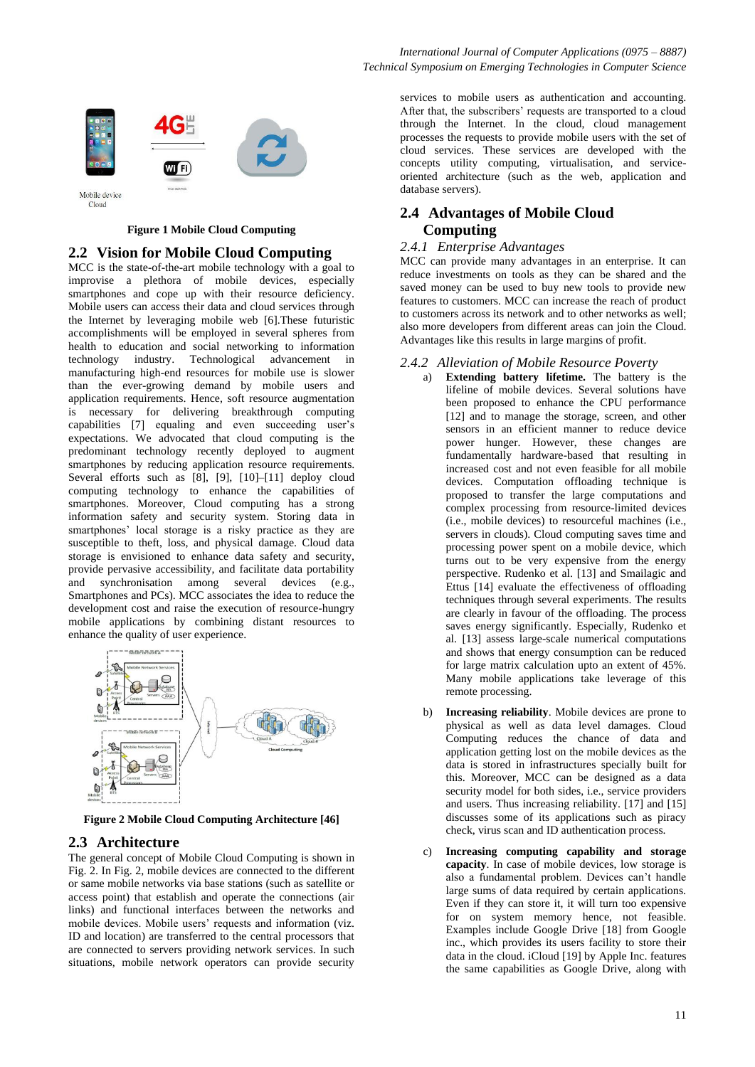Figure 1 Mobile Cloud Computing

## 2.2 Vision for Mobile Cloud Computing

MCC is the state-of-the-art mobile technology with a goal to improvise a plethora of mobile devices, especially smartphones and cope up with their resource deficiency. Mobile users can access their data and cloud services through the Internet by leveraging mobile web [6].These futuristic accomplishments will be employed in several spheres from health to education and social networking to information technology industry. Technological advancement in manufacturing high-end resources for mobile use is slower than the ever-growing demand by mobile users and application requirements. Hence, soft resource augmentation is necessary for delivering breakthrough computing capabilities [7] equaling and even succeeding user's expectations. We advocated that cloud computing is the predominant technology recently deployed to augment smartphones by reducing application resource requirements. Several efforts such as [8], [9], [10]–[11] deploy cloud computing technology to enhance the capabilities of smartphones. Moreover, Cloud computing has a strong information safety and security system. Storing data in smartphones' local storage is a risky practice as they are susceptible to theft, loss, and physical damage. Cloud data storage is envisioned to enhance data safety and security, provide pervasive accessibility, and facilitate data portability and synchronisation among several devices (e.g., Smartphones and PCs). MCC associates the idea to reduce the development cost and raise the execution of resource-hungry mobile applications by combining distant resources to enhance the quality of user experience.

Figure 2 Mobile Cloud Computing Architecture [46]

## 2.3 Architecture

The general concept of Mobile Cloud Computing is shown in Fig. 2. In Fig. 2, mobile devices are connected to the different or same mobile networks via base stations (such as satellite or access point) that establish and operate the connections (air links) and functional interfaces between the networks and mobile devices. Mobile users' requests and information (viz. ID and location) are transferred to the central processors that are connected to servers providing network services. In such situations, mobile network operators can provide security services to mobile users as authentication and accounting. After that, the subscribers' requests are transported to a cloud through the Internet. In the cloud, cloud management processes the requests to provide mobile users with the set of cloud services. These services are developed with the concepts utility computing, virtualisation, and service-oriented architecture (such as the web, application and database servers).

## 2.4 Advantages of Mobile Cloud Computing

### 2.4.1 *Enterprise Advantages*

MCC can provide many advantages in an enterprise. It can reduce investments on tools as they can be shared and the saved money can be used to buy new tools to provide new features to customers. MCC can increase the reach of product to customers across its network and to other networks as well; also more developers from different areas can join the Cloud. Advantages like this results in large margins of profit.

### 2.4.2 *Alleviation of Mobile Resource Poverty*

a) **Extending battery lifetime.** The battery is the lifeline of mobile devices. Several solutions have been proposed to enhance the CPU performance [12] and to manage the storage, screen, and other sensors in an efficient manner to reduce device power hunger. However, these changes are fundamentally hardware-based that resulting in increased cost and not even feasible for all mobile devices. Computation offloading technique is proposed to transfer the large computations and complex processing from resource-limited devices (i.e., mobile devices) to resourceful machines (i.e., servers in clouds). Cloud computing saves time and processing power spent on a mobile device, which turns out to be very expensive from the energy perspective. Rudenko et al. [13] and Smailagic and Ettus [14] evaluate the effectiveness of offloading techniques through several experiments. The results are clearly in favour of the offloading. The process saves energy significantly. Especially, Rudenko et al. [13] assess large-scale numerical computations and shows that energy consumption can be reduced for large matrix calculation upto an extent of 45%. Many mobile applications take leverage of this remote processing.

b) **Increasing reliability**. Mobile devices are prone to physical as well as data level damages. Cloud Computing reduces the chance of data and application getting lost on the mobile devices as the data is stored in infrastructures specially built for this. Moreover, MCC can be designed as a data security model for both sides, i.e., service providers and users. Thus increasing reliability. [17] and [15] discusses some of its applications such as piracy check, virus scan and ID authentication process.

c) **Increasing computing capability and storage capacity**. In case of mobile devices, low storage is also a fundamental problem. Devices can't handle large sums of data required by certain applications. Even if they can store it, it will turn too expensive for on system memory hence, not feasible. Examples include Google Drive [18] from Google inc., which provides its users facility to store their data in the cloud. iCloud [19] by Apple Inc. features the same capabilities as Google Drive, along with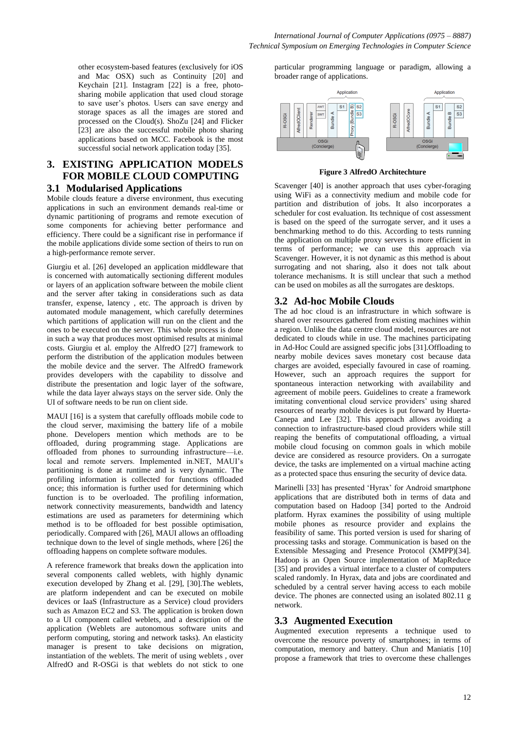other ecosystem-based features (exclusively for iOS and Mac OSX) such as Continuity [20] and Keychain [21]. Instagram [22] is a free, photo-sharing mobile application that used cloud storage to save user's photos. Users can save energy and storage spaces as all the images are stored and processed on the Cloud(s). ShoZu [24] and Flicker [23] are also the successful mobile photo sharing applications based on MCC. Facebook is the most successful social network application today [35].

# 3. EXISTING APPLICATION MODELS FOR MOBILE CLOUD COMPUTING

## 3.1 Modularised Applications

Mobile clouds feature a diverse environment, thus executing applications in such an environment demands real-time or dynamic partitioning of programs and remote execution of some components for achieving better performance and efficiency. There could be a significant rise in performance if the mobile applications divide some section of theirs to run on a high-performance remote server.

Giurgiu et al. [26] developed an application middleware that is concerned with automatically sectioning different modules or layers of an application software between the mobile client and the server after taking in considerations such as data transfer, expense, latency , etc. The approach is driven by automated module management, which carefully determines which partitions of application will run on the client and the ones to be executed on the server. This whole process is done in such a way that produces most optimised results at minimal costs. Giurgiu et al. employ the AlfredO [27] framework to perform the distribution of the application modules between the mobile device and the server. The AlfredO framework provides developers with the capability to dissolve and distribute the presentation and logic layer of the software, while the data layer always stays on the server side. Only the UI of software needs to be run on client side.

MAUI [16] is a system that carefully offloads mobile code to the cloud server, maximising the battery life of a mobile phone. Developers mention which methods are to be offloaded, during programming stage. Applications are offloaded from phones to surrounding infrastructure—i.e. local and remote servers. Implemented in.NET, MAUI's partitioning is done at runtime and is very dynamic. The profiling information is collected for functions offloaded once; this information is further used for determining which function is to be overloaded. The profiling information, network connectivity measurements, bandwidth and latency estimations are used as parameters for determining which method is to be offloaded for best possible optimisation, periodically. Compared with [26], MAUI allows an offloading technique down to the level of single methods, where [26] the offloading happens on complete software modules.

A reference framework that breaks down the application into several components called weblets, with highly dynamic execution developed by Zhang et al. [29], [30].The weblets, are platform independent and can be executed on mobile devices or IaaS (Infrastructure as a Service) cloud providers such as Amazon EC2 and S3. The application is broken down to a UI component called weblets, and a description of the application (Weblets are autonomous software units and perform computing, storing and network tasks). An elasticity manager is present to take decisions on migration, instantiation of the weblets. The merit of using weblets , over AlfredO and R-OSGi is that weblets do not stick to one particular programming language or paradigm, allowing a broader range of applications.

**Figure 3 AlfredO Architechture**

Scavenger [40] is another approach that uses cyber-foraging using WiFi as a connectivity medium and mobile code for partition and distribution of jobs. It also incorporates a scheduler for cost evaluation. Its technique of cost assessment is based on the speed of the surrogate server, and it uses a benchmarking method to do this. According to tests running the application on multiple proxy servers is more efficient in terms of performance; we can use this approach via Scavenger. However, it is not dynamic as this method is about surrogating and not sharing, also it does not talk about tolerance mechanisms. It is still unclear that such a method can be used on mobiles as all the surrogates are desktops.

## 3.2 Ad-hoc Mobile Clouds

The ad hoc cloud is an infrastructure in which software is shared over resources gathered from existing machines within a region. Unlike the data centre cloud model, resources are not dedicated to clouds while in use. The machines participating in Ad-Hoc Could are assigned specific jobs [31].Offloading to nearby mobile devices saves monetary cost because data charges are avoided, especially favoured in case of roaming. However, such an approach requires the support for spontaneous interaction networking with availability and agreement of mobile peers. Guidelines to create a framework imitating conventional cloud service providers' using shared resources of nearby mobile devices is put forward by Huerta-Canepa and Lee [32]. This approach allows avoiding a connection to infrastructure-based cloud providers while still reaping the benefits of computational offloading, a virtual mobile cloud focusing on common goals in which mobile device are considered as resource providers. On a surrogate device, the tasks are implemented on a virtual machine acting as a protected space thus ensuring the security of device data.

Marinelli [33] has presented 'Hyrax' for Android smartphone applications that are distributed both in terms of data and computation based on Hadoop [34] ported to the Android platform. Hyrax examines the possibility of using multiple mobile phones as resource provider and explains the feasibility of same. This ported version is used for sharing of processing tasks and storage. Communication is based on the Extensible Messaging and Presence Protocol (XMPP)[34]. Hadoop is an Open Source implementation of MapReduce [35] and provides a virtual interface to a cluster of computers scaled randomly. In Hyrax, data and jobs are coordinated and scheduled by a central server having access to each mobile device. The phones are connected using an isolated 802.11 g network.

## 3.3 Augmented Execution

Augmented execution represents a technique used to overcome the resource poverty of smartphones; in terms of computation, memory and battery. Chun and Maniatis [10] propose a framework that tries to overcome these challenges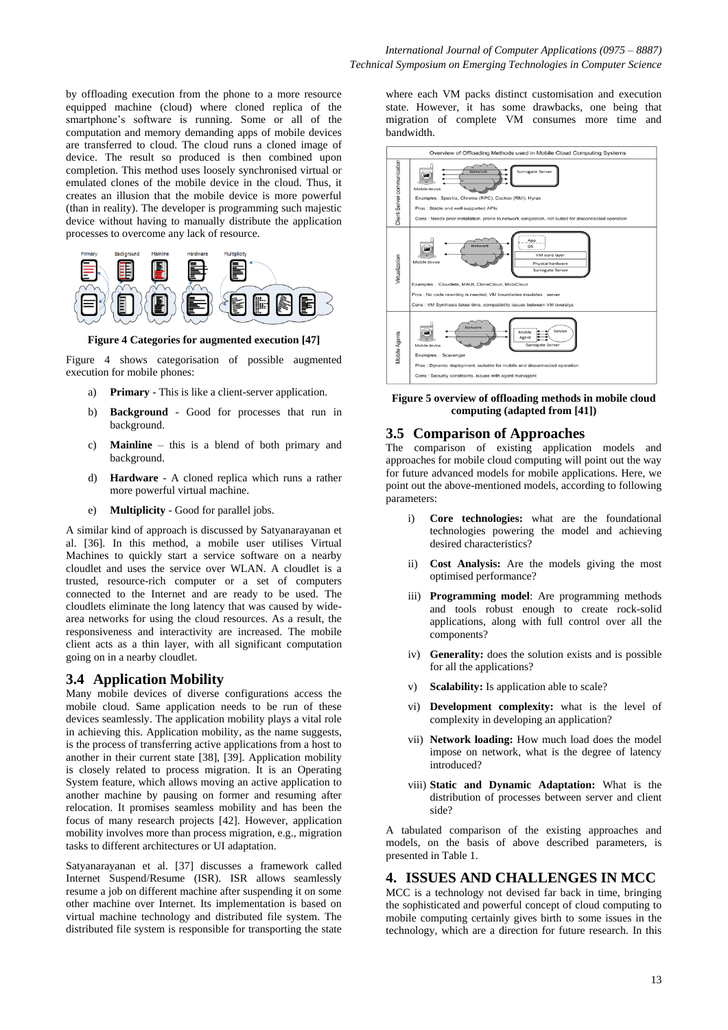by offloading execution from the phone to a more resource equipped machine (cloud) where cloned replica of the smartphone's software is running. Some or all of the computation and memory demanding apps of mobile devices are transferred to cloud. The cloud runs a cloned image of device. The result so produced is then combined upon completion. This method uses loosely synchronised virtual or emulated clones of the mobile device in the cloud. Thus, it creates an illusion that the mobile device is more powerful (than in reality). The developer is programming such majestic device without having to manually distribute the application processes to overcome any lack of resource.

**Figure 4 Categories for augmented execution [47]**

Figure 4 shows categorisation of possible augmented execution for mobile phones:

a) **Primary** - This is like a client-server application.

b) **Background** - Good for processes that run in background.

c) **Mainline** – this is a blend of both primary and background.

d) **Hardware** - A cloned replica which runs a rather more powerful virtual machine.

e) **Multiplicity** - Good for parallel jobs.

A similar kind of approach is discussed by Satyanarayanan et al. [36]. In this method, a mobile user utilises Virtual Machines to quickly start a service software on a nearby cloudlet and uses the service over WLAN. A cloudlet is a trusted, resource-rich computer or a set of computers connected to the Internet and are ready to be used. The cloudlets eliminate the long latency that was caused by wide-area networks for using the cloud resources. As a result, the responsiveness and interactivity are increased. The mobile client acts as a thin layer, with all significant computation going on in a nearby cloudlet.

## 3.4 Application Mobility

Many mobile devices of diverse configurations access the mobile cloud. Same application needs to be run of these devices seamlessly. The application mobility plays a vital role in achieving this. Application mobility, as the name suggests, is the process of transferring active applications from a host to another in their current state [38], [39]. Application mobility is closely related to process migration. It is an Operating System feature, which allows moving an active application to another machine by pausing on former and resuming after relocation. It promises seamless mobility and has been the focus of many research projects [42]. However, application mobility involves more than process migration, e.g., migration tasks to different architectures or UI adaptation.

Satyanarayanan et al. [37] discusses a framework called Internet Suspend/Resume (ISR). ISR allows seamlessly resume a job on different machine after suspending it on some other machine over Internet. Its implementation is based on virtual machine technology and distributed file system. The distributed file system is responsible for transporting the state where each VM packs distinct customisation and execution state. However, it has some drawbacks, one being that migration of complete VM consumes more time and bandwidth.

**Figure 5 overview of offloading methods in mobile cloud computing (adapted from [41])**

## 3.5 Comparison of Approaches

The comparison of existing application models and approaches for mobile cloud computing will point out the way for future advanced models for mobile applications. Here, we point out the above-mentioned models, according to following parameters:

i) **Core technologies:** what are the foundational technologies powering the model and achieving desired characteristics?

ii) **Cost Analysis:** Are the models giving the most optimised performance?

iii) **Programming model**: Are programming methods and tools robust enough to create rock-solid applications, along with full control over all the components?

iv) **Generality:** does the solution exists and is possible for all the applications?

v) **Scalability:** Is application able to scale?

vi) **Development complexity:** what is the level of complexity in developing an application?

vii) **Network loading:** How much load does the model impose on network, what is the degree of latency introduced?

viii) **Static and Dynamic Adaptation:** What is the distribution of processes between server and client side?

A tabulated comparison of the existing approaches and models, on the basis of above described parameters, is presented in Table 1.

# 4. ISSUES AND CHALLENGES IN MCC

MCC is a technology not devised far back in time, bringing the sophisticated and powerful concept of cloud computing to mobile computing certainly gives birth to some issues in the technology, which are a direction for future research. In this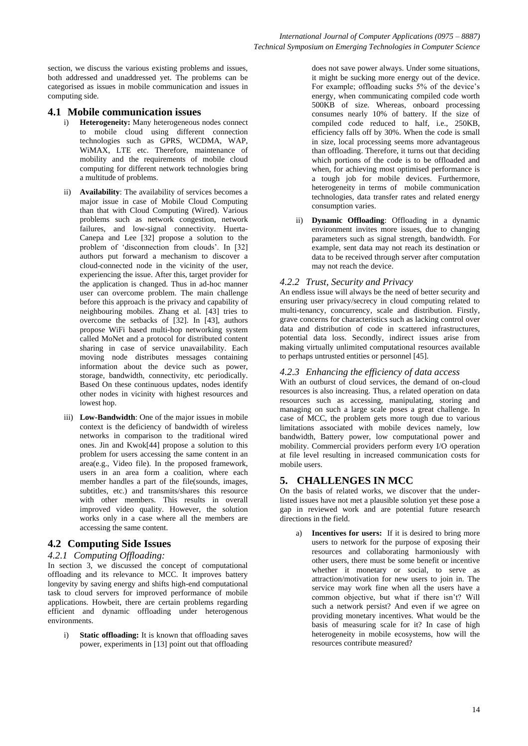section, we discuss the various existing problems and issues, both addressed and unaddressed yet. The problems can be categorised as issues in mobile communication and issues in computing side.

## 4.1 Mobile communication issues

i) **Heterogeneity:** Many heterogeneous nodes connect to mobile cloud using different connection technologies such as GPRS, WCDMA, WAP, WiMAX, LTE etc. Therefore, maintenance of mobility and the requirements of mobile cloud computing for different network technologies bring a multitude of problems.

ii) **Availability**: The availability of services becomes a major issue in case of Mobile Cloud Computing than that with Cloud Computing (Wired). Various problems such as network congestion, network failures, and low-signal connectivity. Huerta-Canepa and Lee [32] propose a solution to the problem of 'disconnection from clouds'. In [32] authors put forward a mechanism to discover a cloud-connected node in the vicinity of the user, experiencing the issue. After this, target provider for the application is changed. Thus in ad-hoc manner user can overcome problem. The main challenge before this approach is the privacy and capability of neighbouring mobiles. Zhang et al. [43] tries to overcome the setbacks of [32]. In [43], authors propose WiFi based multi-hop networking system called MoNet and a protocol for distributed content sharing in case of service unavailability. Each moving node distributes messages containing information about the device such as power, storage, bandwidth, connectivity, etc periodically. Based On these continuous updates, nodes identify other nodes in vicinity with highest resources and lowest hop.

iii) **Low-Bandwidth**: One of the major issues in mobile context is the deficiency of bandwidth of wireless networks in comparison to the traditional wired ones. Jin and Kwok[44] propose a solution to this problem for users accessing the same content in an area(e.g., Video file). In the proposed framework, users in an area form a coalition, where each member handles a part of the file(sounds, images, subtitles, etc.) and transmits/shares this resource with other members. This results in overall improved video quality. However, the solution works only in a case where all the members are accessing the same content.

## 4.2 Computing Side Issues

### *4.2.1 Computing Offloading:*

In section 3, we discussed the concept of computational offloading and its relevance to MCC. It improves battery longevity by saving energy and shifts high-end computational task to cloud servers for improved performance of mobile applications. Howbeit, there are certain problems regarding efficient and dynamic offloading under heterogenous environments.

i) **Static offloading:** It is known that offloading saves power, experiments in [13] point out that offloading does not save power always. Under some situations, it might be sucking more energy out of the device. For example; offloading sucks 5% of the device's energy, when communicating compiled code worth 500KB of size. Whereas, onboard processing consumes nearly 10% of battery. If the size of compiled code reduced to half, i.e., 250KB, efficiency falls off by 30%. When the code is small in size, local processing seems more advantageous than offloading. Therefore, it turns out that deciding which portions of the code is to be offloaded and when, for achieving most optimised performance is a tough job for mobile devices. Furthermore, heterogeneity in terms of mobile communication technologies, data transfer rates and related energy consumption varies.

ii) **Dynamic Offloading**: Offloading in a dynamic environment invites more issues, due to changing parameters such as signal strength, bandwidth. For example, sent data may not reach its destination or data to be received through server after computation may not reach the device.

### *4.2.2 Trust, Security and Privacy*

An endless issue will always be the need of better security and ensuring user privacy/secrecy in cloud computing related to multi-tenancy, concurrency, scale and distribution. Firstly, grave concerns for characteristics such as lacking control over data and distribution of code in scattered infrastructures, potential data loss. Secondly, indirect issues arise from making virtually unlimited computational resources available to perhaps untrusted entities or personnel [45].

### *4.2.3 Enhancing the efficiency of data access*

With an outburst of cloud services, the demand of on-cloud resources is also increasing. Thus, a related operation on data resources such as accessing, manipulating, storing and managing on such a large scale poses a great challenge. In case of MCC, the problem gets more tough due to various limitations associated with mobile devices namely, low bandwidth, Battery power, low computational power and mobility. Commercial providers perform every I/O operation at file level resulting in increased communication costs for mobile users.

# 5. CHALLENGES IN MCC

On the basis of related works, we discover that the under-listed issues have not met a plausible solution yet these pose a gap in reviewed work and are potential future research directions in the field.

a) **Incentives for users:** If it is desired to bring more users to network for the purpose of exposing their resources and collaborating harmoniously with other users, there must be some benefit or incentive whether it monetary or social, to serve as attraction/motivation for new users to join in. The service may work fine when all the users have a common objective, but what if there isn't? Will such a network persist? And even if we agree on providing monetary incentives. What would be the basis of measuring scale for it? In case of high heterogeneity in mobile ecosystems, how will the resources contribute measured?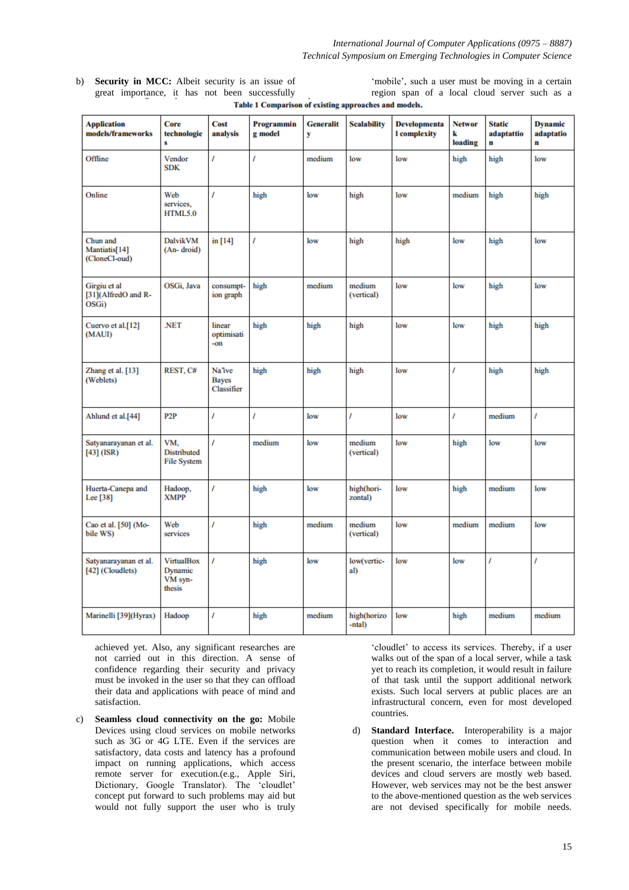b) **Security in MCC:** Albeit security is an issue of great importance, it has not been successfully achieved yet. Also, any significant researches are not carried out in this direction. A sense of confidence regarding their security and privacy must be invoked in the user so that they can offload their data and applications with peace of mind and satisfaction.

c) **Seamless cloud connectivity on the go:** Mobile Devices using cloud services on mobile networks such as 3G or 4G LTE. Even if the services are satisfactory, data costs and latency has a profound impact on running applications, which access remote server for execution.(e.g., Apple Siri, Dictionary, Google Translator). The 'cloudlet' concept put forward to such problems may aid but would not fully support the user who is truly 'mobile', such a user must be moving in a certain region span of a local cloud server such as a 'cloudlet' to access its services. Thereby, if a user walks out of the span of a local server, while a task yet to reach its completion, it would result in failure of that task until the support additional network exists. Such local servers at public places are an infrastructural concern, even for most developed countries.

d) **Standard Interface.** Interoperability is a major question when it comes to interaction and communication between mobile users and cloud. In the present scenario, the interface between mobile devices and cloud servers are mostly web based. However, web services may not be the best answer to the above-mentioned question as the web services are not devised specifically for mobile needs.

**Table 1 Comparison of existing approaches and models.**

| Application models/frameworks | Core technologies | Cost analysis | Programming model | Generality | Scalability | Developmental complexity | Network loading | Static adaptattion | Dynamic adaptation |
|---|---|---|---|---|---|---|---|---|---|
| Offline | Vendor SDK | / | / | medium | low | low | high | high | low |
| Online | Web services, HTML5.0 | / | high | low | high | low | medium | high | high |
| Chun and Mantiatis[14] (CloneCl-oud) | DalvikVM (An- droid) | in [14] | / | low | high | high | low | high | low |
| Girgiu et al [31](AlfredO and R-OSGi) | OSGi, Java | consumpt-ion graph | high | medium | medium (vertical) | low | low | high | low |
| Cuervo et al.[12] (MAUI) | .NET | linear optimisati -on | high | high | high | low | low | high | high |
| Zhang et al. [13] (Weblets) | REST, C# | Naïve Bayes Classifier | high | high | high | low | / | high | high |
| Ahlund et al.[44] | P2P | / | / | low | / | low | / | medium | / |
| Satyanarayanan et al. [43] (ISR) | VM, Distributed File System | / | medium | low | medium (vertical) | low | high | low | low |
| Huerta-Canepa and Lee [38] | Hadoop, XMPP | / | high | low | high(hori-zontal) | low | high | medium | low |
| Cao et al. [50] (Mo-bile WS) | Web services | / | high | medium | medium (vertical) | low | medium | medium | low |
| Satyanarayanan et al. [42] (Cloudlets) | VirtualBox Dynamic VM syn-thesis | / | high | low | low(vertic-al) | low | low | / | / |
| Marinelli [39](Hyrax) | Hadoop | / | high | medium | high(horizo -ntal) | low | high | medium | medium |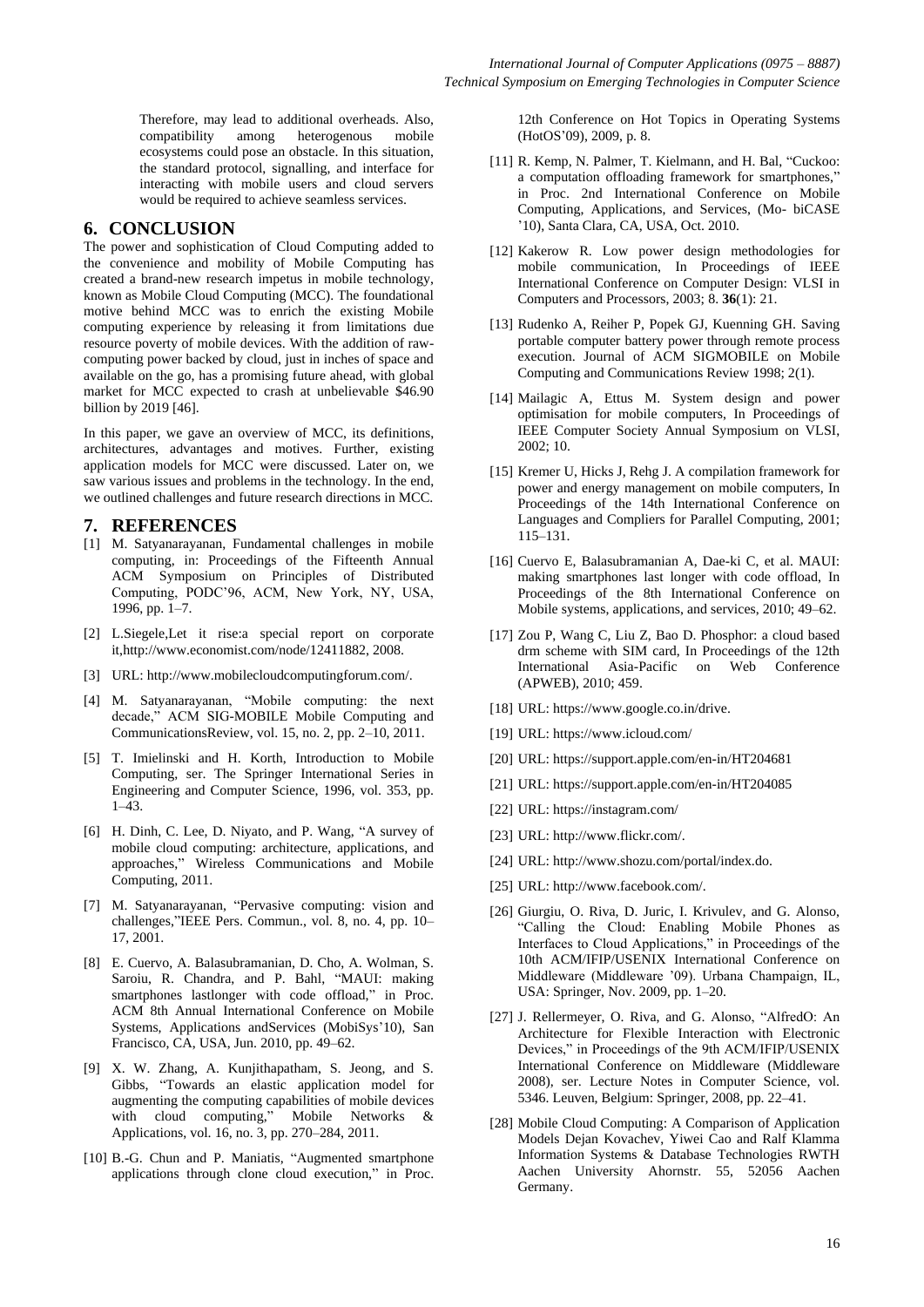Therefore, may lead to additional overheads. Also, compatibility among heterogenous mobile ecosystems could pose an obstacle. In this situation, the standard protocol, signalling, and interface for interacting with mobile users and cloud servers would be required to achieve seamless services.

## 6. CONCLUSION

The power and sophistication of Cloud Computing added to the convenience and mobility of Mobile Computing has created a brand-new research impetus in mobile technology, known as Mobile Cloud Computing (MCC). The foundational motive behind MCC was to enrich the existing Mobile computing experience by releasing it from limitations due resource poverty of mobile devices. With the addition of raw-computing power backed by cloud, just in inches of space and available on the go, has a promising future ahead, with global market for MCC expected to crash at unbelievable $46.90 billion by 2019 [46].

In this paper, we gave an overview of MCC, its definitions, architectures, advantages and motives. Further, existing application models for MCC were discussed. Later on, we saw various issues and problems in the technology. In the end, we outlined challenges and future research directions in MCC.

## 7. REFERENCES

[1] M. Satyanarayanan, Fundamental challenges in mobile computing, in: Proceedings of the Fifteenth Annual ACM Symposium on Principles of Distributed Computing, PODC'96, ACM, New York, NY, USA, 1996, pp. 1–7.

[2] L.Siegele,Let it rise:a special report on corporate it,http://www.economist.com/node/12411882, 2008.

[3] URL: http://www.mobilecloudcomputingforum.com/.

[4] M. Satyanarayanan, "Mobile computing: the next decade," ACM SIG-MOBILE Mobile Computing and CommunicationsReview, vol. 15, no. 2, pp. 2–10, 2011.

[5] T. Imielinski and H. Korth, Introduction to Mobile Computing, ser. The Springer International Series in Engineering and Computer Science, 1996, vol. 353, pp. 1–43.

[6] H. Dinh, C. Lee, D. Niyato, and P. Wang, "A survey of mobile cloud computing: architecture, applications, and approaches," Wireless Communications and Mobile Computing, 2011.

[7] M. Satyanarayanan, "Pervasive computing: vision and challenges,"IEEE Pers. Commun., vol. 8, no. 4, pp. 10–17, 2001.

[8] E. Cuervo, A. Balasubramanian, D. Cho, A. Wolman, S. Saroiu, R. Chandra, and P. Bahl, "MAUI: making smartphones lastlonger with code offload," in Proc. ACM 8th Annual International Conference on Mobile Systems, Applications andServices (MobiSys'10), San Francisco, CA, USA, Jun. 2010, pp. 49–62.

[9] X. W. Zhang, A. Kunjithapatham, S. Jeong, and S. Gibbs, "Towards an elastic application model for augmenting the computing capabilities of mobile devices with cloud computing," Mobile Networks & Applications, vol. 16, no. 3, pp. 270–284, 2011.

[10] B.-G. Chun and P. Maniatis, "Augmented smartphone applications through clone cloud execution," in Proc. 12th Conference on Hot Topics in Operating Systems (HotOS'09), 2009, p. 8.

[11] R. Kemp, N. Palmer, T. Kielmann, and H. Bal, "Cuckoo: a computation offloading framework for smartphones," in Proc. 2nd International Conference on Mobile Computing, Applications, and Services, (Mo- biCASE '10), Santa Clara, CA, USA, Oct. 2010.

[12] Kakerow R. Low power design methodologies for mobile communication, In Proceedings of IEEE International Conference on Computer Design: VLSI in Computers and Processors, 2003; 8. **36**(1): 21.

[13] Rudenko A, Reiher P, Popek GJ, Kuenning GH. Saving portable computer battery power through remote process execution. Journal of ACM SIGMOBILE on Mobile Computing and Communications Review 1998; 2(1).

[14] Mailagic A, Ettus M. System design and power optimisation for mobile computers, In Proceedings of IEEE Computer Society Annual Symposium on VLSI, 2002; 10.

[15] Kremer U, Hicks J, Rehg J. A compilation framework for power and energy management on mobile computers, In Proceedings of the 14th International Conference on Languages and Compliers for Parallel Computing, 2001; 115–131.

[16] Cuervo E, Balasubramanian A, Dae-ki C, et al. MAUI: making smartphones last longer with code offload, In Proceedings of the 8th International Conference on Mobile systems, applications, and services, 2010; 49–62.

[17] Zou P, Wang C, Liu Z, Bao D. Phosphor: a cloud based drm scheme with SIM card, In Proceedings of the 12th International Asia-Pacific on Web Conference (APWEB), 2010; 459.

[18] URL: https://www.google.co.in/drive.

[19] URL: https://www.icloud.com/

[20] URL: https://support.apple.com/en-in/HT204681

[21] URL: https://support.apple.com/en-in/HT204085

[22] URL: https://instagram.com/

[23] URL: http://www.flickr.com/.

[24] URL: http://www.shozu.com/portal/index.do.

[25] URL: http://www.facebook.com/.

[26] Giurgiu, O. Riva, D. Juric, I. Krivulev, and G. Alonso, "Calling the Cloud: Enabling Mobile Phones as Interfaces to Cloud Applications," in Proceedings of the 10th ACM/IFIP/USENIX International Conference on Middleware (Middleware '09). Urbana Champaign, IL, USA: Springer, Nov. 2009, pp. 1–20.

[27] J. Rellermeyer, O. Riva, and G. Alonso, "AlfredO: An Architecture for Flexible Interaction with Electronic Devices," in Proceedings of the 9th ACM/IFIP/USENIX International Conference on Middleware (Middleware 2008), ser. Lecture Notes in Computer Science, vol. 5346. Leuven, Belgium: Springer, 2008, pp. 22–41.

[28] Mobile Cloud Computing: A Comparison of Application Models Dejan Kovachev, Yiwei Cao and Ralf Klamma Information Systems & Database Technologies RWTH Aachen University Ahornstr. 55, 52056 Aachen Germany.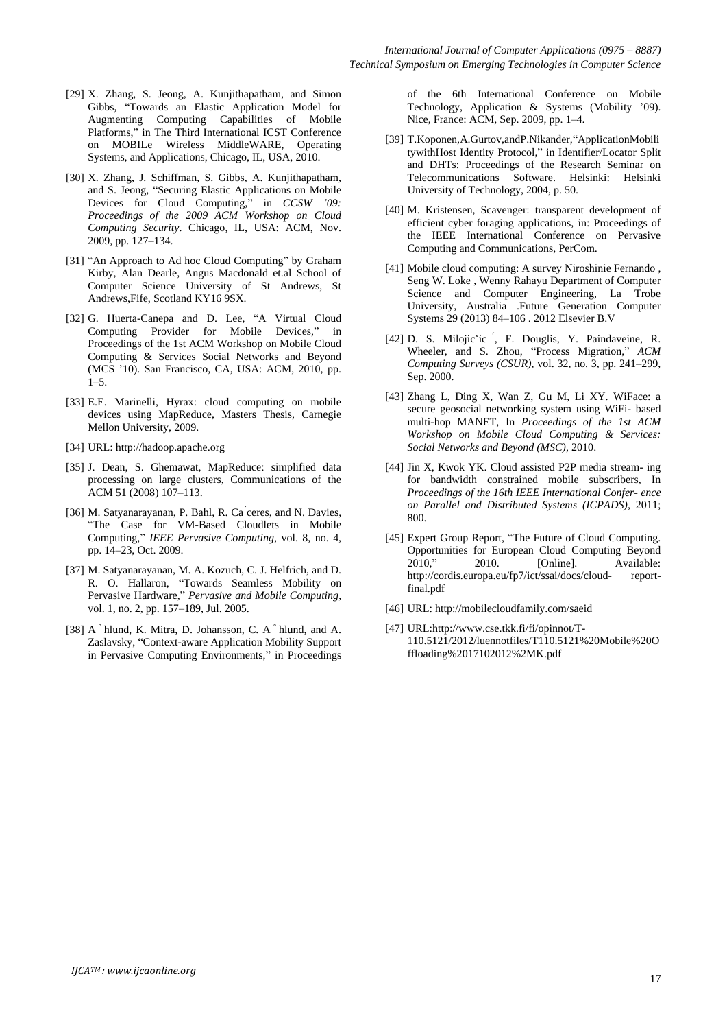[29] X. Zhang, S. Jeong, A. Kunjithapatham, and Simon Gibbs, "Towards an Elastic Application Model for Augmenting Computing Capabilities of Mobile Platforms," in The Third International ICST Conference on MOBILe Wireless MiddleWARE, Operating Systems, and Applications, Chicago, IL, USA, 2010.

[30] X. Zhang, J. Schiffman, S. Gibbs, A. Kunjithapatham, and S. Jeong, "Securing Elastic Applications on Mobile Devices for Cloud Computing," in *CCSW '09: Proceedings of the 2009 ACM Workshop on Cloud Computing Security*. Chicago, IL, USA: ACM, Nov. 2009, pp. 127–134.

[31] "An Approach to Ad hoc Cloud Computing" by Graham Kirby, Alan Dearle, Angus Macdonald et.al School of Computer Science University of St Andrews, St Andrews,Fife, Scotland KY16 9SX.

[32] G. Huerta-Canepa and D. Lee, "A Virtual Cloud Computing Provider for Mobile Devices," in Proceedings of the 1st ACM Workshop on Mobile Cloud Computing & Services Social Networks and Beyond (MCS '10). San Francisco, CA, USA: ACM, 2010, pp. 1–5.

[33] E.E. Marinelli, Hyrax: cloud computing on mobile devices using MapReduce, Masters Thesis, Carnegie Mellon University, 2009.

[34] URL: http://hadoop.apache.org

[35] J. Dean, S. Ghemawat, MapReduce: simplified data processing on large clusters, Communications of the ACM 51 (2008) 107–113.

[36] M. Satyanarayanan, P. Bahl, R. Ca ́ceres, and N. Davies, "The Case for VM-Based Cloudlets in Mobile Computing," *IEEE Pervasive Computing*, vol. 8, no. 4, pp. 14–23, Oct. 2009.

[37] M. Satyanarayanan, M. A. Kozuch, C. J. Helfrich, and D. R. O. Hallaron, "Towards Seamless Mobility on Pervasive Hardware," *Pervasive and Mobile Computing*, vol. 1, no. 2, pp. 157–189, Jul. 2005.

[38] A ̊ hlund, K. Mitra, D. Johansson, C. A ̊ hlund, and A. Zaslavsky, "Context-aware Application Mobility Support in Pervasive Computing Environments," in Proceedings of the 6th International Conference on Mobile Technology, Application & Systems (Mobility '09). Nice, France: ACM, Sep. 2009, pp. 1–4.

[39] T.Koponen,A.Gurtov,andP.Nikander,"ApplicationMobilitywithHost Identity Protocol," in Identifier/Locator Split and DHTs: Proceedings of the Research Seminar on Telecommunications Software. Helsinki: Helsinki University of Technology, 2004, p. 50.

[40] M. Kristensen, Scavenger: transparent development of efficient cyber foraging applications, in: Proceedings of the IEEE International Conference on Pervasive Computing and Communications, PerCom.

[41] Mobile cloud computing: A survey Niroshinie Fernando , Seng W. Loke , Wenny Rahayu Department of Computer Science and Computer Engineering, La Trobe University, Australia .Future Generation Computer Systems 29 (2013) 84–106 . 2012 Elsevier B.V

[42] D. S. Milojicˇic ́, F. Douglis, Y. Paindaveine, R. Wheeler, and S. Zhou, "Process Migration," *ACM Computing Surveys (CSUR)*, vol. 32, no. 3, pp. 241–299, Sep. 2000.

[43] Zhang L, Ding X, Wan Z, Gu M, Li XY. WiFace: a secure geosocial networking system using WiFi- based multi-hop MANET, In *Proceedings of the 1st ACM Workshop on Mobile Cloud Computing & Services: Social Networks and Beyond (MSC)*, 2010.

[44] Jin X, Kwok YK. Cloud assisted P2P media stream- ing for bandwidth constrained mobile subscribers, In *Proceedings of the 16th IEEE International Confer- ence on Parallel and Distributed Systems (ICPADS)*, 2011; 800.

[45] Expert Group Report, "The Future of Cloud Computing. Opportunities for European Cloud Computing Beyond 2010," 2010. [Online]. Available: http://cordis.europa.eu/fp7/ict/ssai/docs/cloud- report-final.pdf

[46] URL: http://mobilecloudfamily.com/saeid

[47] URL:http://www.cse.tkk.fi/fi/opinnot/T-110.5121/2012/luennotfiles/T110.5121%20Mobile%20Offloading%2017102012%2MK.pdf